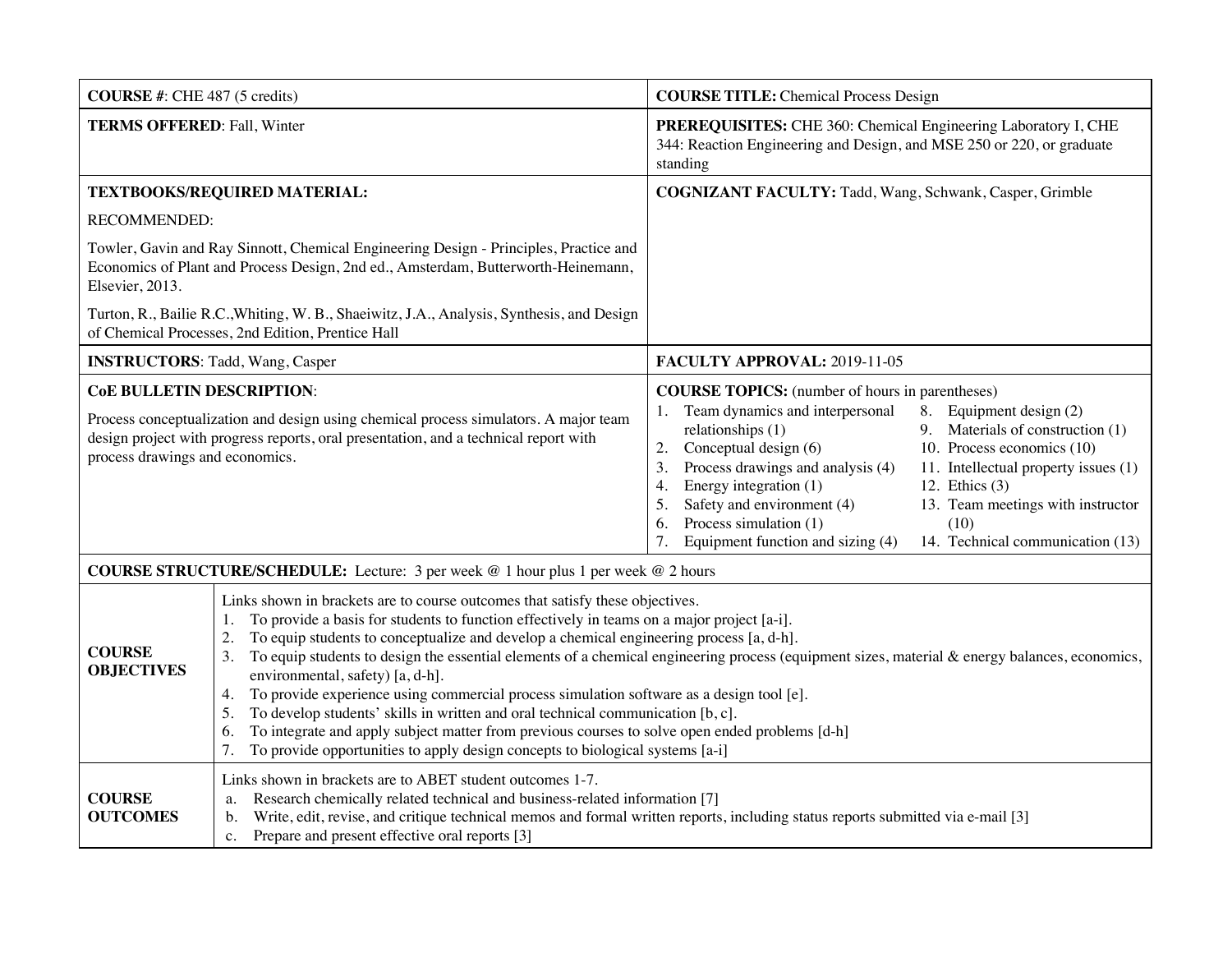| **COURSE #**: CHE 487 (5 credits) | **COURSE TITLE:** Chemical Process Design |
|---|---|
| **TERMS OFFERED**: Fall, Winter | **PREREQUISITES:** CHE 360: Chemical Engineering Laboratory I, CHE 344: Reaction Engineering and Design, and MSE 250 or 220, or graduate standing |
| **TEXTBOOKS/REQUIRED MATERIAL:**<br>RECOMMENDED:<br>Towler, Gavin and Ray Sinnott, Chemical Engineering Design - Principles, Practice and Economics of Plant and Process Design, 2nd ed., Amsterdam, Butterworth-Heinemann, Elsevier, 2013.<br>Turton, R., Bailie R.C.,Whiting, W. B., Shaeiwitz, J.A., Analysis, Synthesis, and Design of Chemical Processes, 2nd Edition, Prentice Hall | **COGNIZANT FACULTY:** Tadd, Wang, Schwank, Casper, Grimble |
| **INSTRUCTORS**: Tadd, Wang, Casper | **FACULTY APPROVAL:** 2019-11-05 |
| **CoE BULLETIN DESCRIPTION**:<br>Process conceptualization and design using chemical process simulators. A major team design project with progress reports, oral presentation, and a technical report with process drawings and economics. | **COURSE TOPICS:** (number of hours in parentheses)<br>1. Team dynamics and interpersonal relationships (1)<br>2. Conceptual design (6)<br>3. Process drawings and analysis (4)<br>4. Energy integration (1)<br>5. Safety and environment (4)<br>6. Process simulation (1)<br>7. Equipment function and sizing (4)<br>8. Equipment design (2)<br>9. Materials of construction (1)<br>10. Process economics (10)<br>11. Intellectual property issues (1)<br>12. Ethics (3)<br>13. Team meetings with instructor (10)<br>14. Technical communication (13) |

**COURSE STRUCTURE/SCHEDULE:** Lecture: 3 per week @ 1 hour plus 1 per week @ 2 hours

| | |
|---|---|
| **COURSE OBJECTIVES** | Links shown in brackets are to course outcomes that satisfy these objectives.<br>1. To provide a basis for students to function effectively in teams on a major project [a-i].<br>2. To equip students to conceptualize and develop a chemical engineering process [a, d-h].<br>3. To equip students to design the essential elements of a chemical engineering process (equipment sizes, material & energy balances, economics, environmental, safety) [a, d-h].<br>4. To provide experience using commercial process simulation software as a design tool [e].<br>5. To develop students' skills in written and oral technical communication [b, c].<br>6. To integrate and apply subject matter from previous courses to solve open ended problems [d-h]<br>7. To provide opportunities to apply design concepts to biological systems [a-i] |
| **COURSE OUTCOMES** | Links shown in brackets are to ABET student outcomes 1-7.<br>a. Research chemically related technical and business-related information [7]<br>b. Write, edit, revise, and critique technical memos and formal written reports, including status reports submitted via e-mail [3]<br>c. Prepare and present effective oral reports [3] |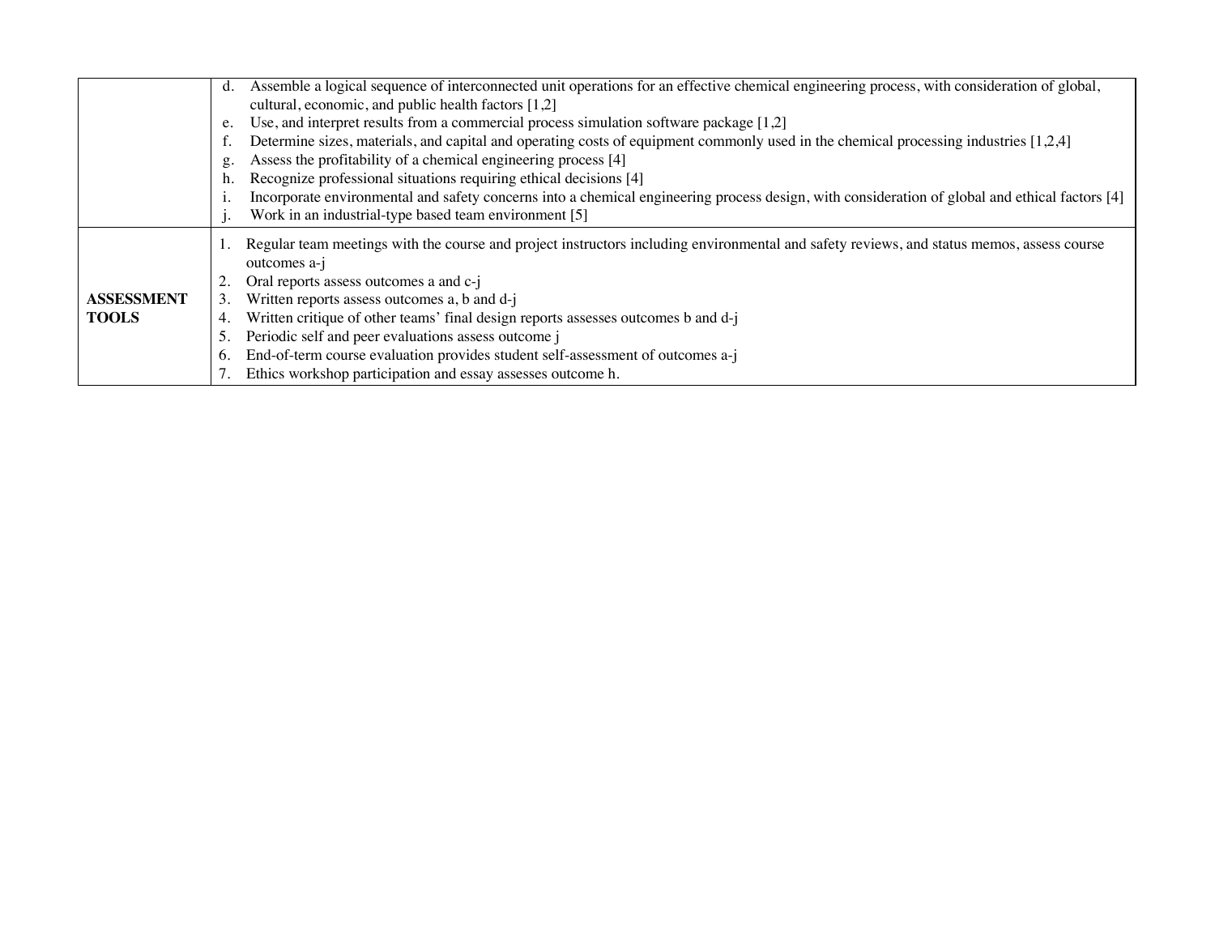| | |
|---|---|
| | d. Assemble a logical sequence of interconnected unit operations for an effective chemical engineering process, with consideration of global, cultural, economic, and public health factors [1,2]<br>e. Use, and interpret results from a commercial process simulation software package [1,2]<br>f. Determine sizes, materials, and capital and operating costs of equipment commonly used in the chemical processing industries [1,2,4]<br>g. Assess the profitability of a chemical engineering process [4]<br>h. Recognize professional situations requiring ethical decisions [4]<br>i. Incorporate environmental and safety concerns into a chemical engineering process design, with consideration of global and ethical factors [4]<br>j. Work in an industrial-type based team environment [5] |
| **ASSESSMENT TOOLS** | 1. Regular team meetings with the course and project instructors including environmental and safety reviews, and status memos, assess course outcomes a-j<br>2. Oral reports assess outcomes a and c-j<br>3. Written reports assess outcomes a, b and d-j<br>4. Written critique of other teams' final design reports assesses outcomes b and d-j<br>5. Periodic self and peer evaluations assess outcome j<br>6. End-of-term course evaluation provides student self-assessment of outcomes a-j<br>7. Ethics workshop participation and essay assesses outcome h. |